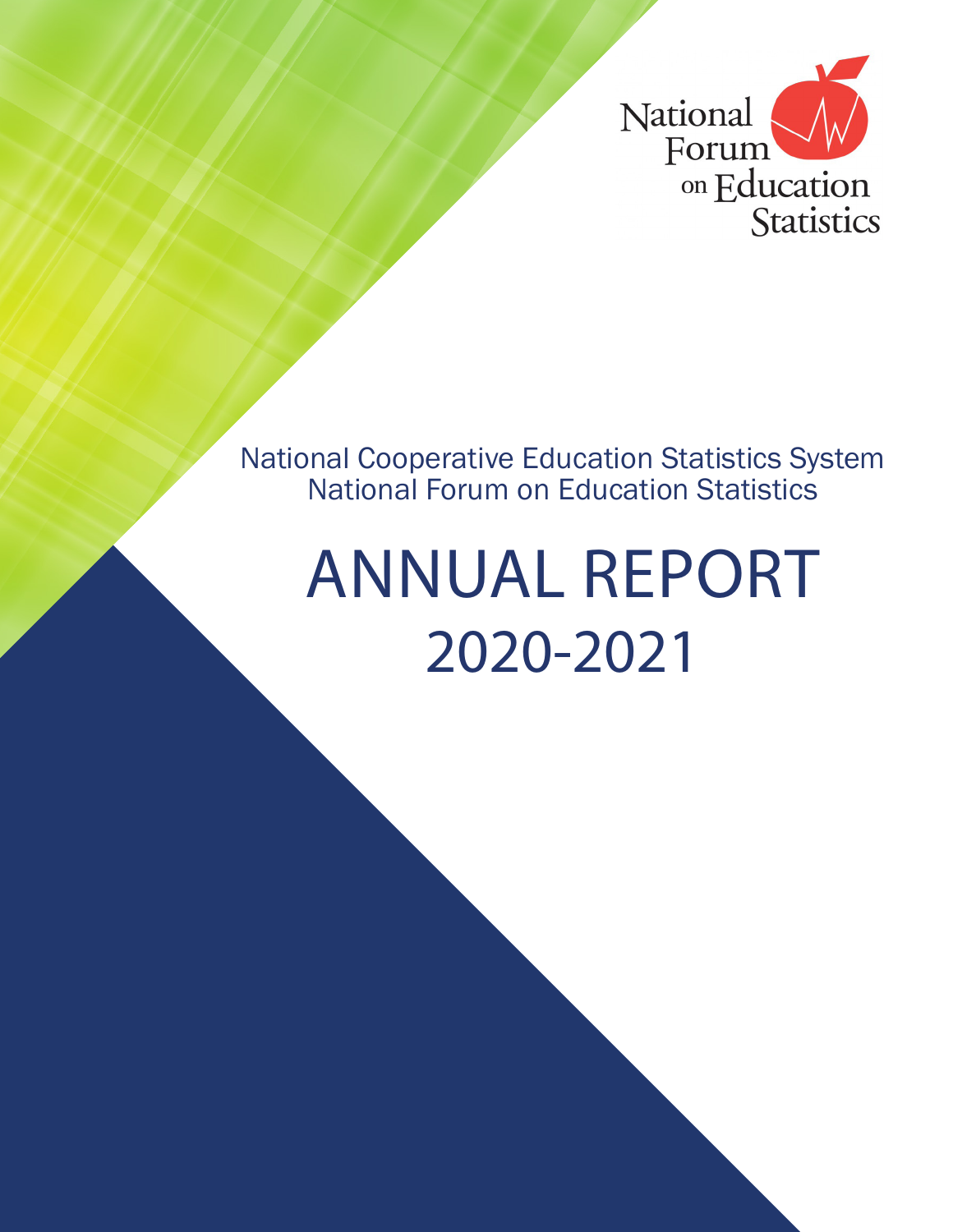National Forum on Education Statistics

National Cooperative Education Statistics System
National Forum on Education Statistics

# ANNUAL REPORT
# 2020-2021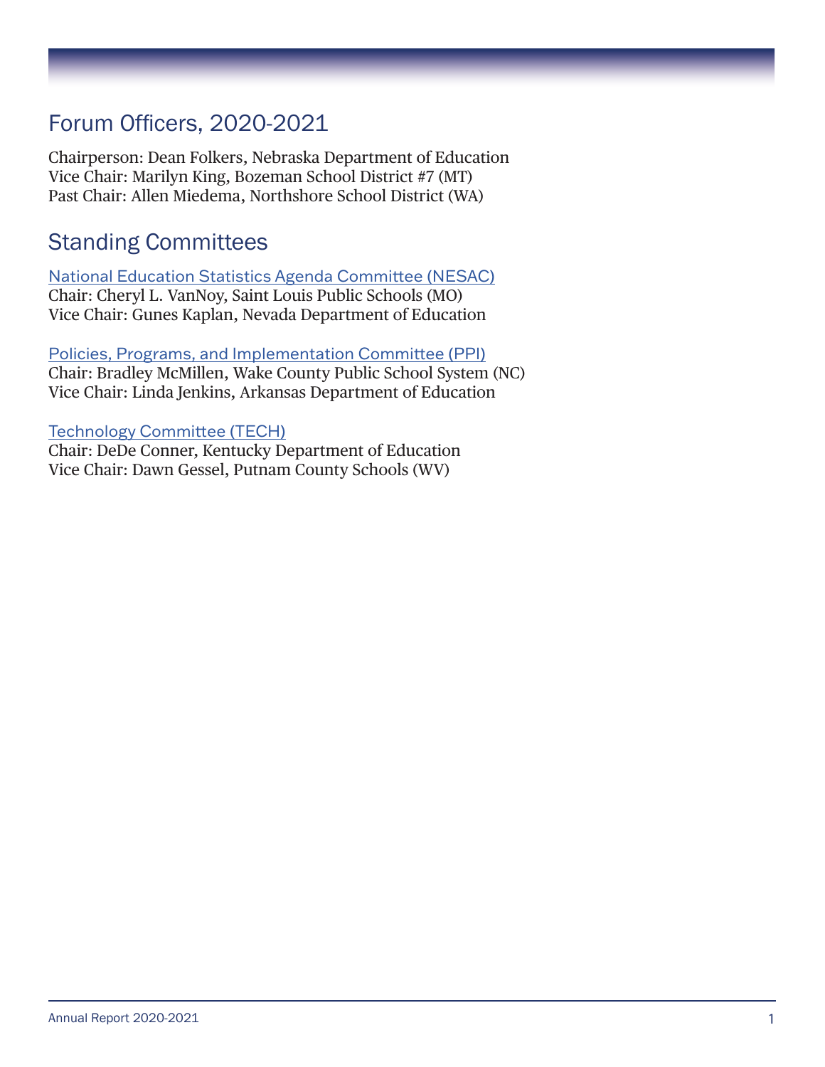## Forum Officers, 2020-2021

Chairperson: Dean Folkers, Nebraska Department of Education
Vice Chair: Marilyn King, Bozeman School District #7 (MT)
Past Chair: Allen Miedema, Northshore School District (WA)

## Standing Committees

National Education Statistics Agenda Committee (NESAC)
Chair: Cheryl L. VanNoy, Saint Louis Public Schools (MO)
Vice Chair: Gunes Kaplan, Nevada Department of Education

Policies, Programs, and Implementation Committee (PPI)
Chair: Bradley McMillen, Wake County Public School System (NC)
Vice Chair: Linda Jenkins, Arkansas Department of Education

Technology Committee (TECH)
Chair: DeDe Conner, Kentucky Department of Education
Vice Chair: Dawn Gessel, Putnam County Schools (WV)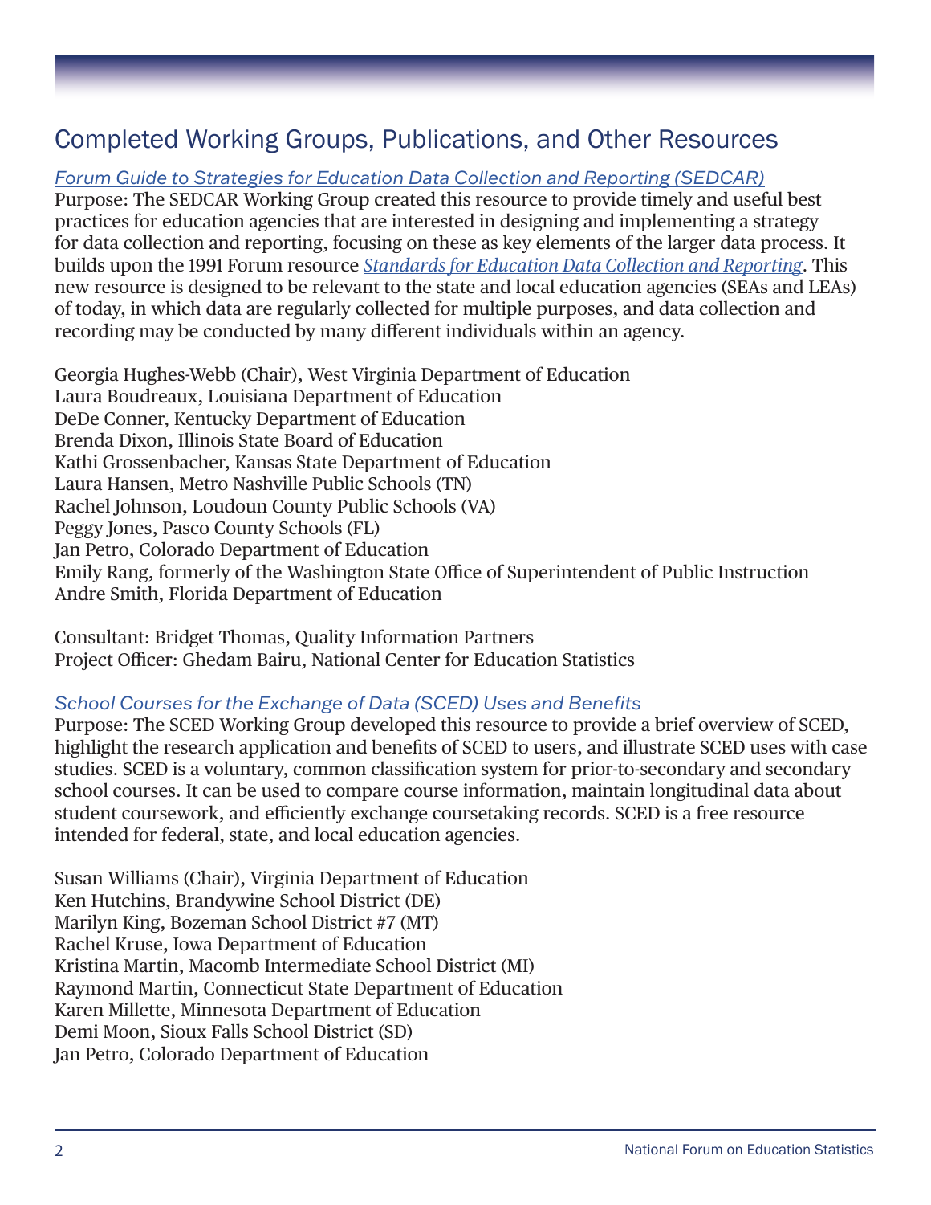## Completed Working Groups, Publications, and Other Resources

*Forum Guide to Strategies for Education Data Collection and Reporting (SEDCAR)*
Purpose: The SEDCAR Working Group created this resource to provide timely and useful best practices for education agencies that are interested in designing and implementing a strategy for data collection and reporting, focusing on these as key elements of the larger data process. It builds upon the 1991 Forum resource *Standards for Education Data Collection and Reporting*. This new resource is designed to be relevant to the state and local education agencies (SEAs and LEAs) of today, in which data are regularly collected for multiple purposes, and data collection and recording may be conducted by many different individuals within an agency.

Georgia Hughes-Webb (Chair), West Virginia Department of Education
Laura Boudreaux, Louisiana Department of Education
DeDe Conner, Kentucky Department of Education
Brenda Dixon, Illinois State Board of Education
Kathi Grossenbacher, Kansas State Department of Education
Laura Hansen, Metro Nashville Public Schools (TN)
Rachel Johnson, Loudoun County Public Schools (VA)
Peggy Jones, Pasco County Schools (FL)
Jan Petro, Colorado Department of Education
Emily Rang, formerly of the Washington State Office of Superintendent of Public Instruction
Andre Smith, Florida Department of Education

Consultant: Bridget Thomas, Quality Information Partners
Project Officer: Ghedam Bairu, National Center for Education Statistics

*School Courses for the Exchange of Data (SCED) Uses and Benefits*
Purpose: The SCED Working Group developed this resource to provide a brief overview of SCED, highlight the research application and benefits of SCED to users, and illustrate SCED uses with case studies. SCED is a voluntary, common classification system for prior-to-secondary and secondary school courses. It can be used to compare course information, maintain longitudinal data about student coursework, and efficiently exchange coursetaking records. SCED is a free resource intended for federal, state, and local education agencies.

Susan Williams (Chair), Virginia Department of Education
Ken Hutchins, Brandywine School District (DE)
Marilyn King, Bozeman School District #7 (MT)
Rachel Kruse, Iowa Department of Education
Kristina Martin, Macomb Intermediate School District (MI)
Raymond Martin, Connecticut State Department of Education
Karen Millette, Minnesota Department of Education
Demi Moon, Sioux Falls School District (SD)
Jan Petro, Colorado Department of Education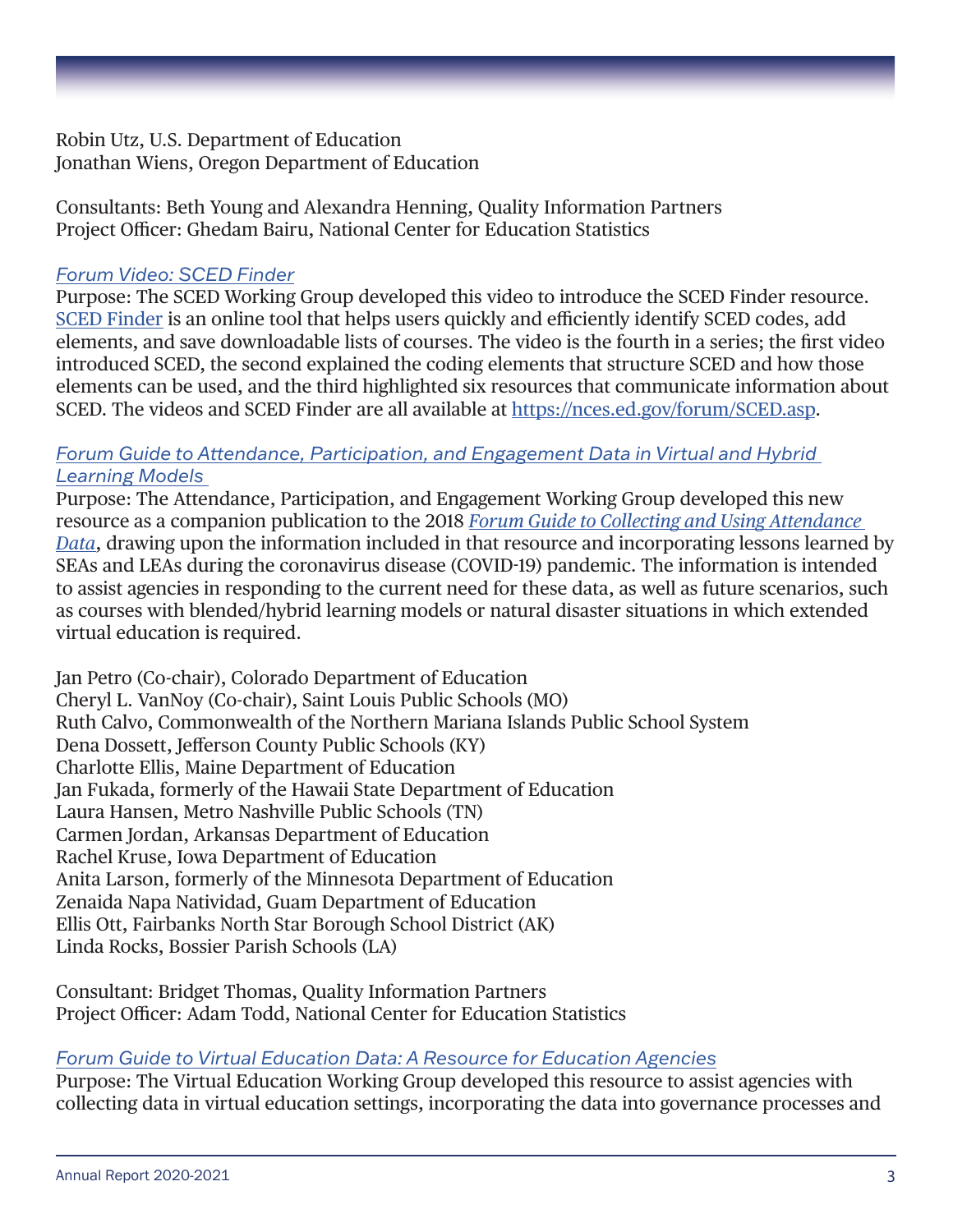Robin Utz, U.S. Department of Education
Jonathan Wiens, Oregon Department of Education

Consultants: Beth Young and Alexandra Henning, Quality Information Partners
Project Officer: Ghedam Bairu, National Center for Education Statistics

*Forum Video: SCED Finder*
Purpose: The SCED Working Group developed this video to introduce the SCED Finder resource. SCED Finder is an online tool that helps users quickly and efficiently identify SCED codes, add elements, and save downloadable lists of courses. The video is the fourth in a series; the first video introduced SCED, the second explained the coding elements that structure SCED and how those elements can be used, and the third highlighted six resources that communicate information about SCED. The videos and SCED Finder are all available at https://nces.ed.gov/forum/SCED.asp.

*Forum Guide to Attendance, Participation, and Engagement Data in Virtual and Hybrid Learning Models*
Purpose: The Attendance, Participation, and Engagement Working Group developed this new resource as a companion publication to the 2018 *Forum Guide to Collecting and Using Attendance Data*, drawing upon the information included in that resource and incorporating lessons learned by SEAs and LEAs during the coronavirus disease (COVID-19) pandemic. The information is intended to assist agencies in responding to the current need for these data, as well as future scenarios, such as courses with blended/hybrid learning models or natural disaster situations in which extended virtual education is required.

Jan Petro (Co-chair), Colorado Department of Education
Cheryl L. VanNoy (Co-chair), Saint Louis Public Schools (MO)
Ruth Calvo, Commonwealth of the Northern Mariana Islands Public School System
Dena Dossett, Jefferson County Public Schools (KY)
Charlotte Ellis, Maine Department of Education
Jan Fukada, formerly of the Hawaii State Department of Education
Laura Hansen, Metro Nashville Public Schools (TN)
Carmen Jordan, Arkansas Department of Education
Rachel Kruse, Iowa Department of Education
Anita Larson, formerly of the Minnesota Department of Education
Zenaida Napa Natividad, Guam Department of Education
Ellis Ott, Fairbanks North Star Borough School District (AK)
Linda Rocks, Bossier Parish Schools (LA)

Consultant: Bridget Thomas, Quality Information Partners
Project Officer: Adam Todd, National Center for Education Statistics

*Forum Guide to Virtual Education Data: A Resource for Education Agencies*
Purpose: The Virtual Education Working Group developed this resource to assist agencies with collecting data in virtual education settings, incorporating the data into governance processes and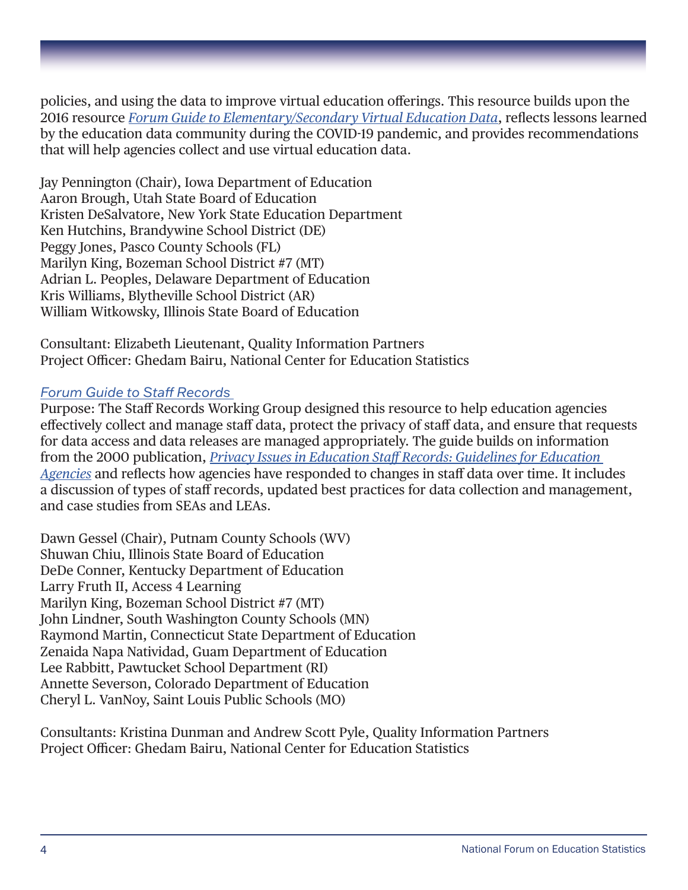policies, and using the data to improve virtual education offerings. This resource builds upon the 2016 resource *Forum Guide to Elementary/Secondary Virtual Education Data*, reflects lessons learned by the education data community during the COVID-19 pandemic, and provides recommendations that will help agencies collect and use virtual education data.

Jay Pennington (Chair), Iowa Department of Education
Aaron Brough, Utah State Board of Education
Kristen DeSalvatore, New York State Education Department
Ken Hutchins, Brandywine School District (DE)
Peggy Jones, Pasco County Schools (FL)
Marilyn King, Bozeman School District #7 (MT)
Adrian L. Peoples, Delaware Department of Education
Kris Williams, Blytheville School District (AR)
William Witkowsky, Illinois State Board of Education

Consultant: Elizabeth Lieutenant, Quality Information Partners
Project Officer: Ghedam Bairu, National Center for Education Statistics

### *Forum Guide to Staff Records*

Purpose: The Staff Records Working Group designed this resource to help education agencies effectively collect and manage staff data, protect the privacy of staff data, and ensure that requests for data access and data releases are managed appropriately. The guide builds on information from the 2000 publication, *Privacy Issues in Education Staff Records: Guidelines for Education Agencies* and reflects how agencies have responded to changes in staff data over time. It includes a discussion of types of staff records, updated best practices for data collection and management, and case studies from SEAs and LEAs.

Dawn Gessel (Chair), Putnam County Schools (WV)
Shuwan Chiu, Illinois State Board of Education
DeDe Conner, Kentucky Department of Education
Larry Fruth II, Access 4 Learning
Marilyn King, Bozeman School District #7 (MT)
John Lindner, South Washington County Schools (MN)
Raymond Martin, Connecticut State Department of Education
Zenaida Napa Natividad, Guam Department of Education
Lee Rabbitt, Pawtucket School Department (RI)
Annette Severson, Colorado Department of Education
Cheryl L. VanNoy, Saint Louis Public Schools (MO)

Consultants: Kristina Dunman and Andrew Scott Pyle, Quality Information Partners
Project Officer: Ghedam Bairu, National Center for Education Statistics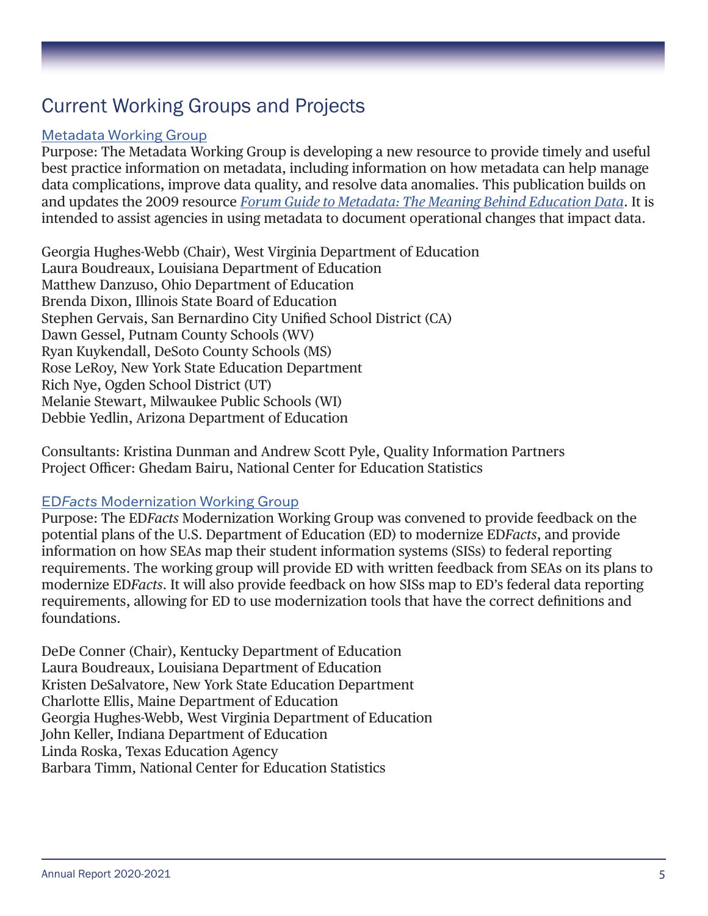# Current Working Groups and Projects

## Metadata Working Group

Purpose: The Metadata Working Group is developing a new resource to provide timely and useful best practice information on metadata, including information on how metadata can help manage data complications, improve data quality, and resolve data anomalies. This publication builds on and updates the 2009 resource *Forum Guide to Metadata: The Meaning Behind Education Data*. It is intended to assist agencies in using metadata to document operational changes that impact data.

Georgia Hughes-Webb (Chair), West Virginia Department of Education  
Laura Boudreaux, Louisiana Department of Education  
Matthew Danzuso, Ohio Department of Education  
Brenda Dixon, Illinois State Board of Education  
Stephen Gervais, San Bernardino City Unified School District (CA)  
Dawn Gessel, Putnam County Schools (WV)  
Ryan Kuykendall, DeSoto County Schools (MS)  
Rose LeRoy, New York State Education Department  
Rich Nye, Ogden School District (UT)  
Melanie Stewart, Milwaukee Public Schools (WI)  
Debbie Yedlin, Arizona Department of Education

Consultants: Kristina Dunman and Andrew Scott Pyle, Quality Information Partners  
Project Officer: Ghedam Bairu, National Center for Education Statistics

## ED*Facts* Modernization Working Group

Purpose: The ED*Facts* Modernization Working Group was convened to provide feedback on the potential plans of the U.S. Department of Education (ED) to modernize ED*Facts*, and provide information on how SEAs map their student information systems (SISs) to federal reporting requirements. The working group will provide ED with written feedback from SEAs on its plans to modernize ED*Facts*. It will also provide feedback on how SISs map to ED's federal data reporting requirements, allowing for ED to use modernization tools that have the correct definitions and foundations.

DeDe Conner (Chair), Kentucky Department of Education  
Laura Boudreaux, Louisiana Department of Education  
Kristen DeSalvatore, New York State Education Department  
Charlotte Ellis, Maine Department of Education  
Georgia Hughes-Webb, West Virginia Department of Education  
John Keller, Indiana Department of Education  
Linda Roska, Texas Education Agency  
Barbara Timm, National Center for Education Statistics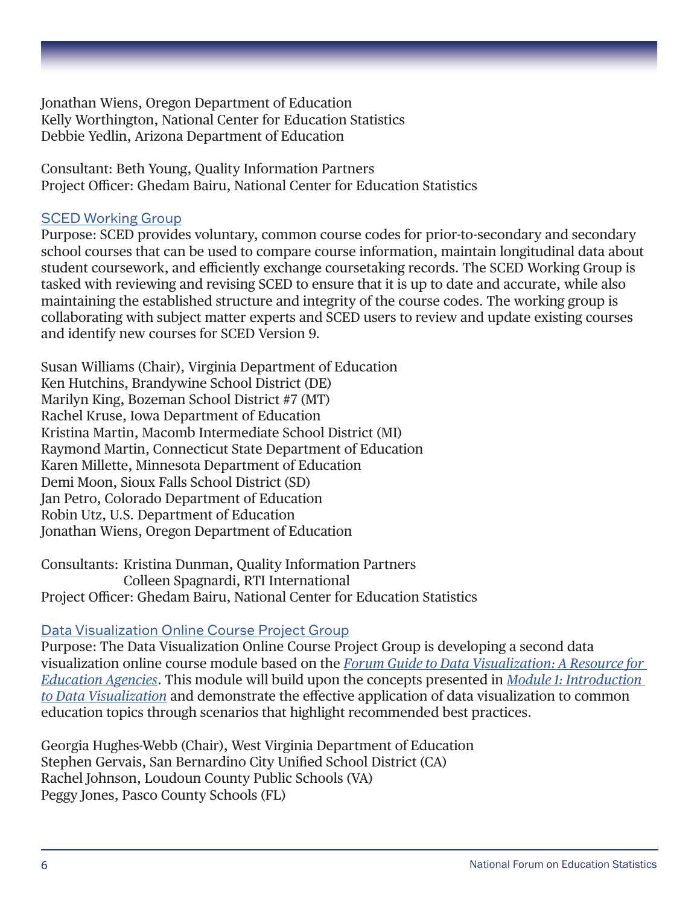Jonathan Wiens, Oregon Department of Education
Kelly Worthington, National Center for Education Statistics
Debbie Yedlin, Arizona Department of Education

Consultant: Beth Young, Quality Information Partners
Project Officer: Ghedam Bairu, National Center for Education Statistics

## SCED Working Group

Purpose: SCED provides voluntary, common course codes for prior-to-secondary and secondary school courses that can be used to compare course information, maintain longitudinal data about student coursework, and efficiently exchange coursetaking records. The SCED Working Group is tasked with reviewing and revising SCED to ensure that it is up to date and accurate, while also maintaining the established structure and integrity of the course codes. The working group is collaborating with subject matter experts and SCED users to review and update existing courses and identify new courses for SCED Version 9.

Susan Williams (Chair), Virginia Department of Education
Ken Hutchins, Brandywine School District (DE)
Marilyn King, Bozeman School District #7 (MT)
Rachel Kruse, Iowa Department of Education
Kristina Martin, Macomb Intermediate School District (MI)
Raymond Martin, Connecticut State Department of Education
Karen Millette, Minnesota Department of Education
Demi Moon, Sioux Falls School District (SD)
Jan Petro, Colorado Department of Education
Robin Utz, U.S. Department of Education
Jonathan Wiens, Oregon Department of Education

Consultants: Kristina Dunman, Quality Information Partners
Colleen Spagnardi, RTI International
Project Officer: Ghedam Bairu, National Center for Education Statistics

## Data Visualization Online Course Project Group

Purpose: The Data Visualization Online Course Project Group is developing a second data visualization online course module based on the *Forum Guide to Data Visualization: A Resource for Education Agencies*. This module will build upon the concepts presented in *Module 1: Introduction to Data Visualization* and demonstrate the effective application of data visualization to common education topics through scenarios that highlight recommended best practices.

Georgia Hughes-Webb (Chair), West Virginia Department of Education
Stephen Gervais, San Bernardino City Unified School District (CA)
Rachel Johnson, Loudoun County Public Schools (VA)
Peggy Jones, Pasco County Schools (FL)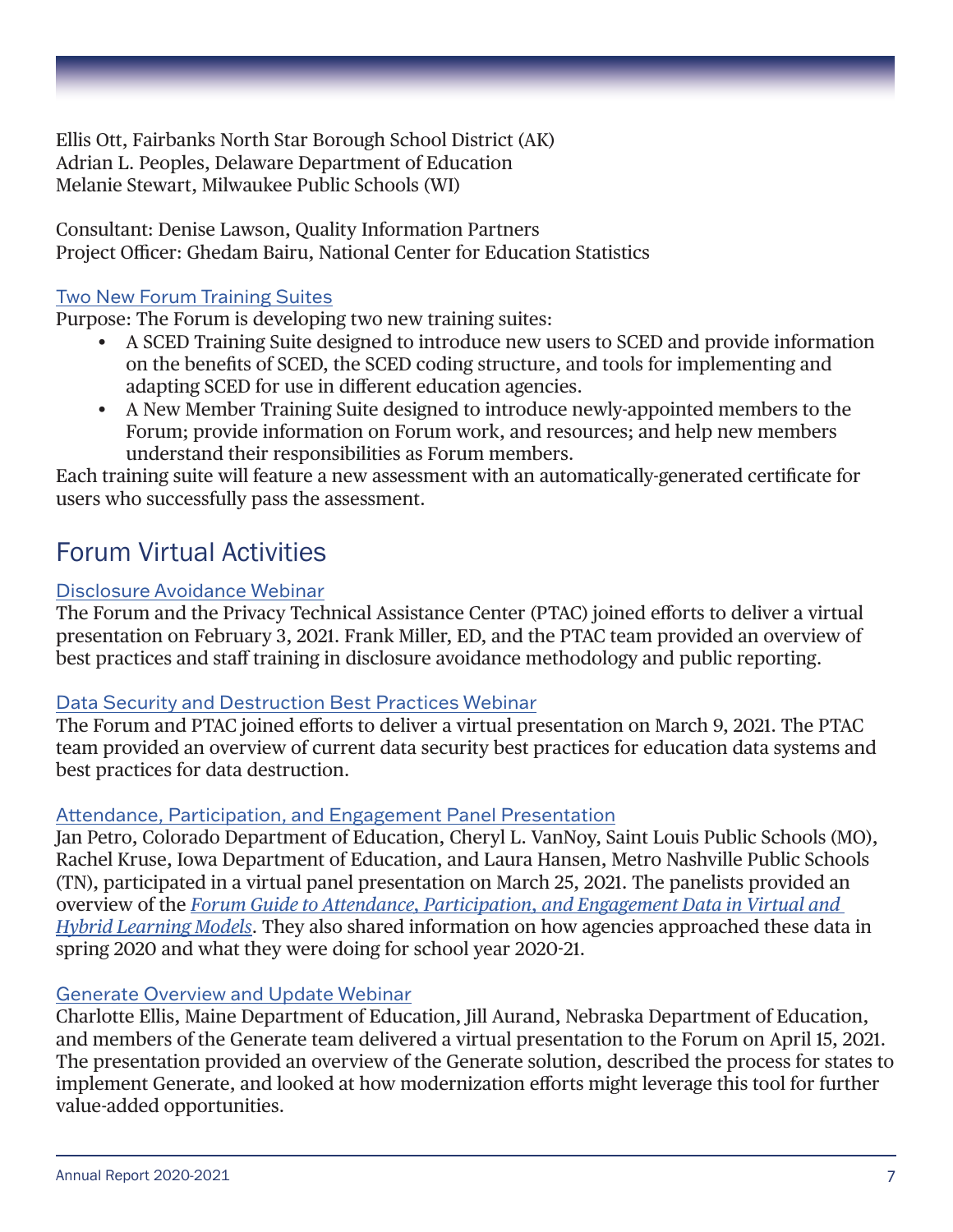Ellis Ott, Fairbanks North Star Borough School District (AK)
Adrian L. Peoples, Delaware Department of Education
Melanie Stewart, Milwaukee Public Schools (WI)

Consultant: Denise Lawson, Quality Information Partners
Project Officer: Ghedam Bairu, National Center for Education Statistics

### Two New Forum Training Suites

Purpose: The Forum is developing two new training suites:

- A SCED Training Suite designed to introduce new users to SCED and provide information on the benefits of SCED, the SCED coding structure, and tools for implementing and adapting SCED for use in different education agencies.
- A New Member Training Suite designed to introduce newly-appointed members to the Forum; provide information on Forum work, and resources; and help new members understand their responsibilities as Forum members.

Each training suite will feature a new assessment with an automatically-generated certificate for users who successfully pass the assessment.

## Forum Virtual Activities

### Disclosure Avoidance Webinar

The Forum and the Privacy Technical Assistance Center (PTAC) joined efforts to deliver a virtual presentation on February 3, 2021. Frank Miller, ED, and the PTAC team provided an overview of best practices and staff training in disclosure avoidance methodology and public reporting.

### Data Security and Destruction Best Practices Webinar

The Forum and PTAC joined efforts to deliver a virtual presentation on March 9, 2021. The PTAC team provided an overview of current data security best practices for education data systems and best practices for data destruction.

### Attendance, Participation, and Engagement Panel Presentation

Jan Petro, Colorado Department of Education, Cheryl L. VanNoy, Saint Louis Public Schools (MO), Rachel Kruse, Iowa Department of Education, and Laura Hansen, Metro Nashville Public Schools (TN), participated in a virtual panel presentation on March 25, 2021. The panelists provided an overview of the *Forum Guide to Attendance, Participation, and Engagement Data in Virtual and Hybrid Learning Models*. They also shared information on how agencies approached these data in spring 2020 and what they were doing for school year 2020-21.

### Generate Overview and Update Webinar

Charlotte Ellis, Maine Department of Education, Jill Aurand, Nebraska Department of Education, and members of the Generate team delivered a virtual presentation to the Forum on April 15, 2021. The presentation provided an overview of the Generate solution, described the process for states to implement Generate, and looked at how modernization efforts might leverage this tool for further value-added opportunities.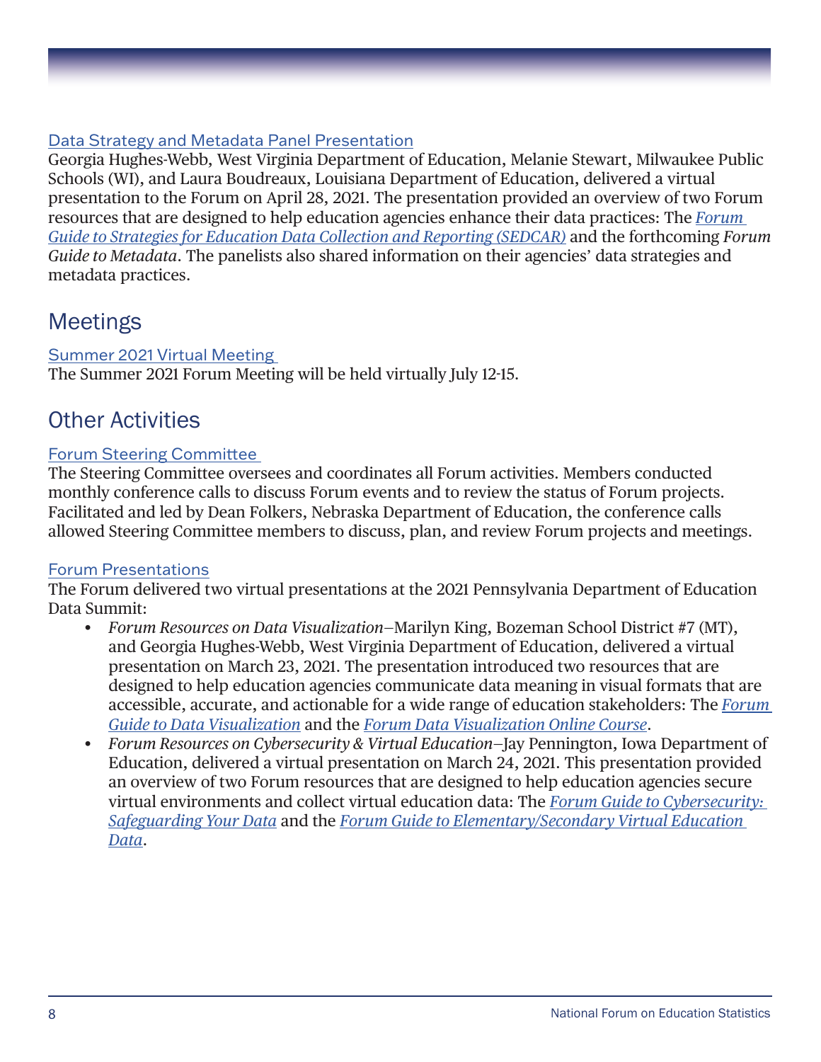### Data Strategy and Metadata Panel Presentation

Georgia Hughes-Webb, West Virginia Department of Education, Melanie Stewart, Milwaukee Public Schools (WI), and Laura Boudreaux, Louisiana Department of Education, delivered a virtual presentation to the Forum on April 28, 2021. The presentation provided an overview of two Forum resources that are designed to help education agencies enhance their data practices: The *Forum Guide to Strategies for Education Data Collection and Reporting (SEDCAR)* and the forthcoming *Forum Guide to Metadata*. The panelists also shared information on their agencies' data strategies and metadata practices.

## Meetings

### Summer 2021 Virtual Meeting

The Summer 2021 Forum Meeting will be held virtually July 12-15.

## Other Activities

### Forum Steering Committee

The Steering Committee oversees and coordinates all Forum activities. Members conducted monthly conference calls to discuss Forum events and to review the status of Forum projects. Facilitated and led by Dean Folkers, Nebraska Department of Education, the conference calls allowed Steering Committee members to discuss, plan, and review Forum projects and meetings.

### Forum Presentations

The Forum delivered two virtual presentations at the 2021 Pennsylvania Department of Education Data Summit:

- *Forum Resources on Data Visualization*—Marilyn King, Bozeman School District #7 (MT), and Georgia Hughes-Webb, West Virginia Department of Education, delivered a virtual presentation on March 23, 2021. The presentation introduced two resources that are designed to help education agencies communicate data meaning in visual formats that are accessible, accurate, and actionable for a wide range of education stakeholders: The *Forum Guide to Data Visualization* and the *Forum Data Visualization Online Course*.
- *Forum Resources on Cybersecurity & Virtual Education*—Jay Pennington, Iowa Department of Education, delivered a virtual presentation on March 24, 2021. This presentation provided an overview of two Forum resources that are designed to help education agencies secure virtual environments and collect virtual education data: The *Forum Guide to Cybersecurity: Safeguarding Your Data* and the *Forum Guide to Elementary/Secondary Virtual Education Data*.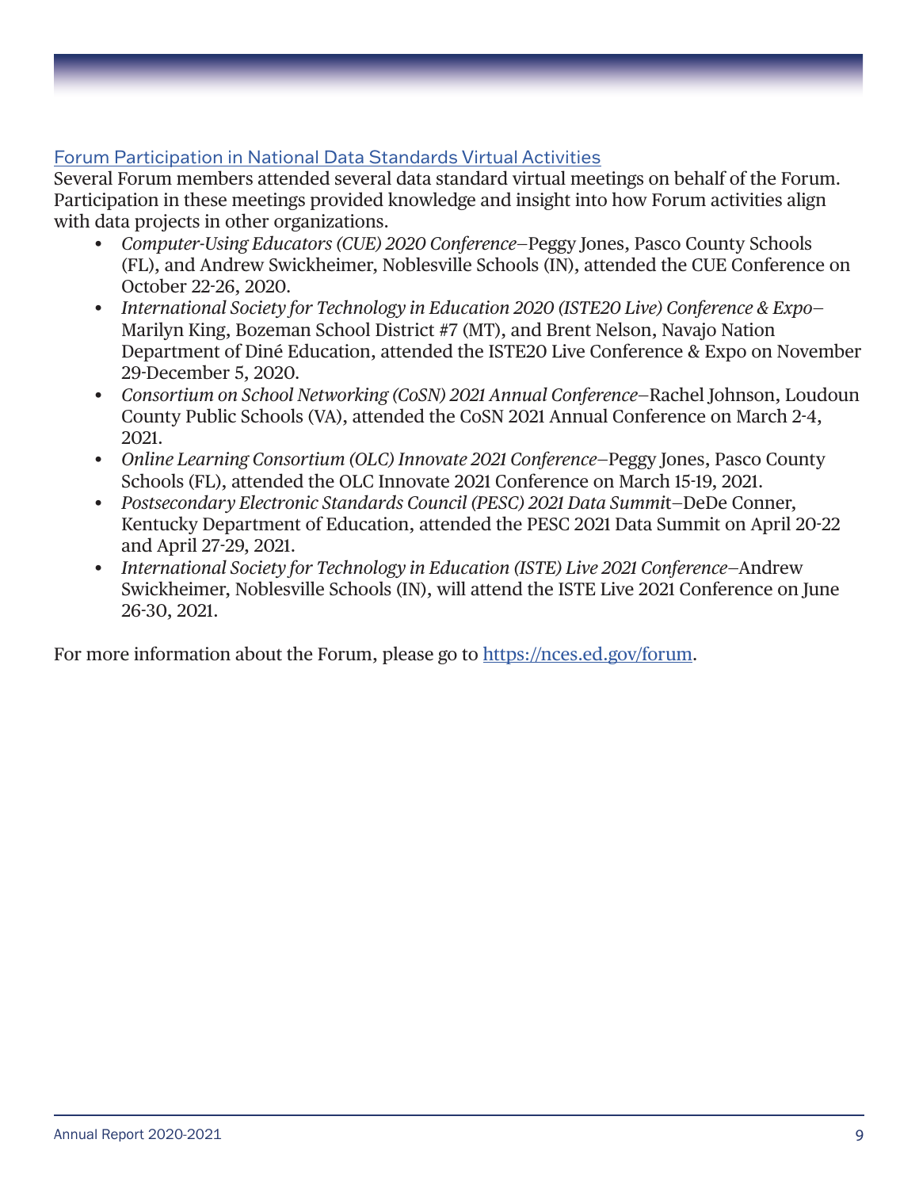### Forum Participation in National Data Standards Virtual Activities

Several Forum members attended several data standard virtual meetings on behalf of the Forum. Participation in these meetings provided knowledge and insight into how Forum activities align with data projects in other organizations.

- *Computer-Using Educators (CUE) 2020 Conference*—Peggy Jones, Pasco County Schools (FL), and Andrew Swickheimer, Noblesville Schools (IN), attended the CUE Conference on October 22-26, 2020.
- *International Society for Technology in Education 2020 (ISTE20 Live) Conference & Expo*—Marilyn King, Bozeman School District #7 (MT), and Brent Nelson, Navajo Nation Department of Diné Education, attended the ISTE20 Live Conference & Expo on November 29-December 5, 2020.
- *Consortium on School Networking (CoSN) 2021 Annual Conference*—Rachel Johnson, Loudoun County Public Schools (VA), attended the CoSN 2021 Annual Conference on March 2-4, 2021.
- *Online Learning Consortium (OLC) Innovate 2021 Conference*—Peggy Jones, Pasco County Schools (FL), attended the OLC Innovate 2021 Conference on March 15-19, 2021.
- *Postsecondary Electronic Standards Council (PESC) 2021 Data Summit*—DeDe Conner, Kentucky Department of Education, attended the PESC 2021 Data Summit on April 20-22 and April 27-29, 2021.
- *International Society for Technology in Education (ISTE) Live 2021 Conference*—Andrew Swickheimer, Noblesville Schools (IN), will attend the ISTE Live 2021 Conference on June 26-30, 2021.

For more information about the Forum, please go to https://nces.ed.gov/forum.